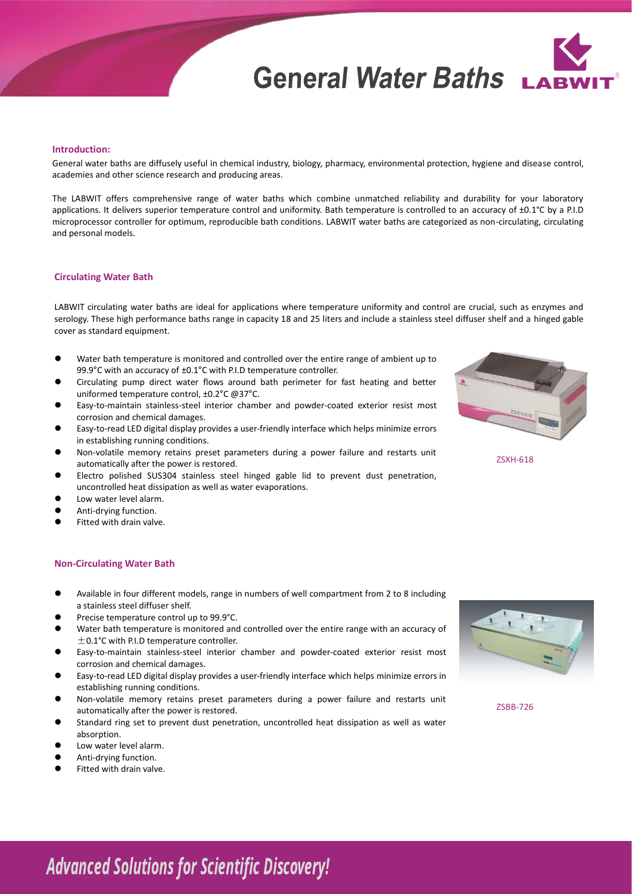# General Water Baths

### Introduction:

General water baths are diffusely useful in chemical industry, biology, pharmacy, environmental protection, hygiene and disease control, academies and other science research and producing areas.

The LABWIT offers comprehensive range of water baths which combine unmatched reliability and durability for your laboratory applications. It delivers superior temperature control and uniformity. Bath temperature is controlled to an accuracy of ±0.1°C by a P.I.D microprocessor controller for optimum, reproducible bath conditions. LABWIT water baths are categorized as non-circulating, circulating and personal models.

### Circulating Water Bath

LABWIT circulating water baths are ideal for applications where temperature uniformity and control are crucial, such as enzymes and serology. These high performance baths range in capacity 18 and 25 liters and include a stainless steel diffuser shelf and a hinged gable cover as standard equipment.

- Water bath temperature is monitored and controlled over the entire range of ambient up to 99.9°C with an accuracy of ±0.1°C with P.I.D temperature controller.
- Circulating pump direct water flows around bath perimeter for fast heating and better uniformed temperature control, ±0.2°C @37°C.
- Easy-to-maintain stainless-steel interior chamber and powder-coated exterior resist most corrosion and chemical damages.
- Easy-to-read LED digital display provides a user-friendly interface which helps minimize errors in establishing running conditions.
- Non-volatile memory retains preset parameters during a power failure and restarts unit automatically after the power is restored.
- Electro polished SUS304 stainless steel hinged gable lid to prevent dust penetration, uncontrolled heat dissipation as well as water evaporations.
- Low water level alarm.
- Anti-drying function.
- Fitted with drain valve.

ZSXH-618

### Non-Circulating Water Bath

- Available in four different models, range in numbers of well compartment from 2 to 8 including a stainless steel diffuser shelf.
- Precise temperature control up to 99.9°C.
- Water bath temperature is monitored and controlled over the entire range with an accuracy of ±0.1°C with P.I.D temperature controller.
- Easy-to-maintain stainless-steel interior chamber and powder-coated exterior resist most corrosion and chemical damages.
- Easy-to-read LED digital display provides a user-friendly interface which helps minimize errors in establishing running conditions.
- Non-volatile memory retains preset parameters during a power failure and restarts unit automatically after the power is restored.
- Standard ring set to prevent dust penetration, uncontrolled heat dissipation as well as water absorption.
- Low water level alarm.
- Anti-drying function.
- Fitted with drain valve.

ZSBB-726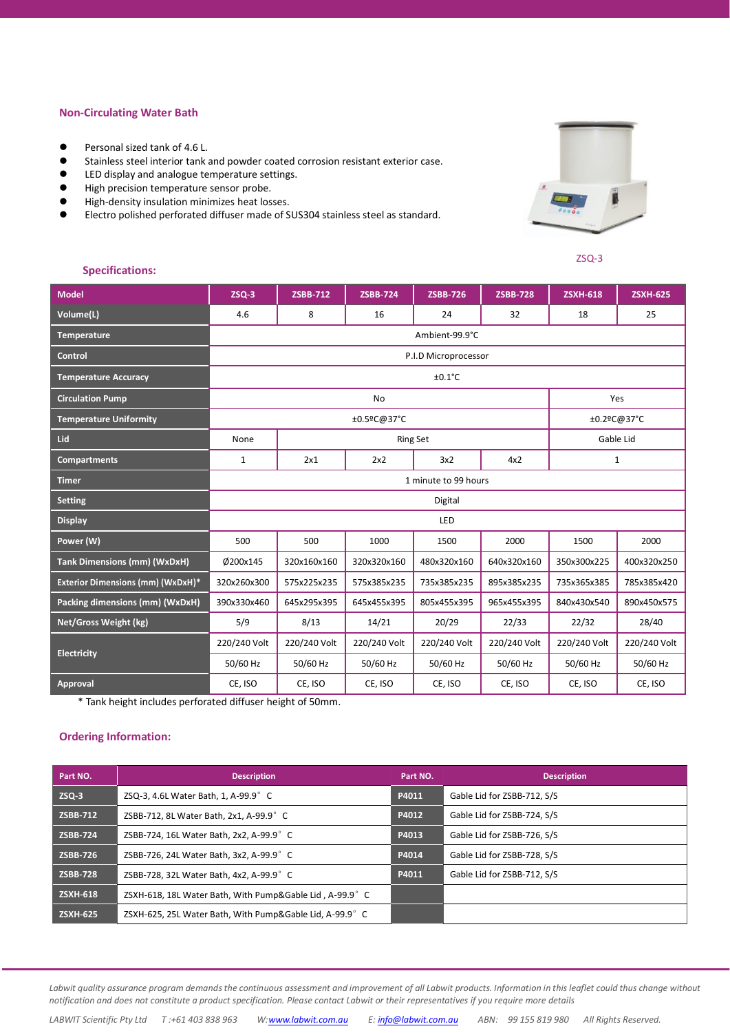## Non-Circulating Water Bath

- Personal sized tank of 4.6 L.
- Stainless steel interior tank and powder coated corrosion resistant exterior case.
- LED display and analogue temperature settings.
- High precision temperature sensor probe.
- High-density insulation minimizes heat losses.
- Electro polished perforated diffuser made of SUS304 stainless steel as standard.

ZSQ-3

### Specifications:

| Model | ZSQ-3 | ZSBB-712 | ZSBB-724 | ZSBB-726 | ZSBB-728 | ZSXH-618 | ZSXH-625 |
|---|---|---|---|---|---|---|---|
| Volume(L) | 4.6 | 8 | 16 | 24 | 32 | 18 | 25 |
| Temperature | Ambient-99.9°C | | | | | | |
| Control | P.I.D Microprocessor | | | | | | |
| Temperature Accuracy | ±0.1°C | | | | | | |
| Circulation Pump | No | | | | | Yes | |
| Temperature Uniformity | ±0.5ºC@37°C | | | | | ±0.2ºC@37°C | |
| Lid | None | Ring Set | | | | Gable Lid | |
| Compartments | 1 | 2x1 | 2x2 | 3x2 | 4x2 | 1 | |
| Timer | 1 minute to 99 hours | | | | | | |
| Setting | Digital | | | | | | |
| Display | LED | | | | | | |
| Power (W) | 500 | 500 | 1000 | 1500 | 2000 | 1500 | 2000 |
| Tank Dimensions (mm) (WxDxH) | Ø200x145 | 320x160x160 | 320x320x160 | 480x320x160 | 640x320x160 | 350x300x225 | 400x320x250 |
| Exterior Dimensions (mm) (WxDxH)* | 320x260x300 | 575x225x235 | 575x385x235 | 735x385x235 | 895x385x235 | 735x365x385 | 785x385x420 |
| Packing dimensions (mm) (WxDxH) | 390x330x460 | 645x295x395 | 645x455x395 | 805x455x395 | 965x455x395 | 840x430x540 | 890x450x575 |
| Net/Gross Weight (kg) | 5/9 | 8/13 | 14/21 | 20/29 | 22/33 | 22/32 | 28/40 |
| Electricity | 220/240 Volt | 220/240 Volt | 220/240 Volt | 220/240 Volt | 220/240 Volt | 220/240 Volt | 220/240 Volt |
| | 50/60 Hz | 50/60 Hz | 50/60 Hz | 50/60 Hz | 50/60 Hz | 50/60 Hz | 50/60 Hz |
| Approval | CE, ISO | CE, ISO | CE, ISO | CE, ISO | CE, ISO | CE, ISO | CE, ISO |

* Tank height includes perforated diffuser height of 50mm.

### Ordering Information:

| Part NO. | Description | Part NO. | Description |
|---|---|---|---|
| ZSQ-3 | ZSQ-3, 4.6L Water Bath, 1, A-99.9° C | P4011 | Gable Lid for ZSBB-712, S/S |
| ZSBB-712 | ZSBB-712, 8L Water Bath, 2x1, A-99.9° C | P4012 | Gable Lid for ZSBB-724, S/S |
| ZSBB-724 | ZSBB-724, 16L Water Bath, 2x2, A-99.9° C | P4013 | Gable Lid for ZSBB-726, S/S |
| ZSBB-726 | ZSBB-726, 24L Water Bath, 3x2, A-99.9° C | P4014 | Gable Lid for ZSBB-728, S/S |
| ZSBB-728 | ZSBB-728, 32L Water Bath, 4x2, A-99.9° C | P4011 | Gable Lid for ZSBB-712, S/S |
| ZSXH-618 | ZSXH-618, 18L Water Bath, With Pump&Gable Lid , A-99.9° C | | |
| ZSXH-625 | ZSXH-625, 25L Water Bath, With Pump&Gable Lid, A-99.9° C | | |

*Labwit quality assurance program demands the continuous assessment and improvement of all Labwit products. Information in this leaflet could thus change without notification and does not constitute a product specification. Please contact Labwit or their representatives if you require more details*

*LABWIT Scientific Pty Ltd T :+61 403 838 963 W:www.labwit.com.au E: info@labwit.com.au ABN: 99 155 819 980 All Rights Reserved.*